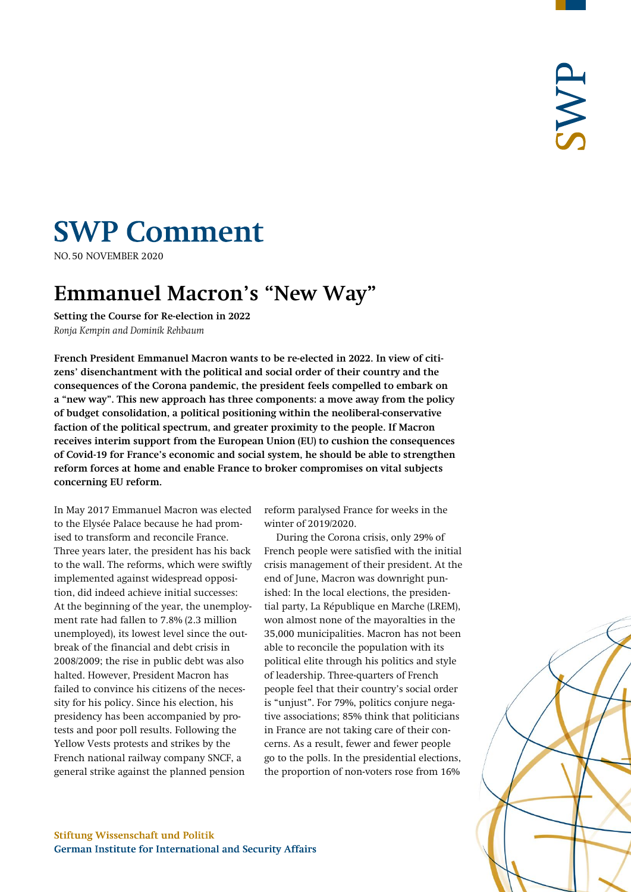# SWP Comment

NO. 50 NOVEMBER 2020

## Emmanuel Macron's "New Way"

**Setting the Course for Re-election in 2022**

*Ronja Kempin and Dominik Rehbaum*

**French President Emmanuel Macron wants to be re-elected in 2022. In view of citizens' disenchantment with the political and social order of their country and the consequences of the Corona pandemic, the president feels compelled to embark on a "new way". This new approach has three components: a move away from the policy of budget consolidation, a political positioning within the neoliberal-conservative faction of the political spectrum, and greater proximity to the people. If Macron receives interim support from the European Union (EU) to cushion the consequences of Covid-19 for France's economic and social system, he should be able to strengthen reform forces at home and enable France to broker compromises on vital subjects concerning EU reform.**

In May 2017 Emmanuel Macron was elected to the Elysée Palace because he had promised to transform and reconcile France. Three years later, the president has his back to the wall. The reforms, which were swiftly implemented against widespread opposition, did indeed achieve initial successes: At the beginning of the year, the unemployment rate had fallen to 7.8% (2.3 million unemployed), its lowest level since the outbreak of the financial and debt crisis in 2008/2009; the rise in public debt was also halted. However, President Macron has failed to convince his citizens of the necessity for his policy. Since his election, his presidency has been accompanied by protests and poor poll results. Following the Yellow Vests protests and strikes by the French national railway company SNCF, a general strike against the planned pension reform paralysed France for weeks in the winter of 2019/2020.

During the Corona crisis, only 29% of French people were satisfied with the initial crisis management of their president. At the end of June, Macron was downright punished: In the local elections, the presidential party, La République en Marche (LREM), won almost none of the mayoralties in the 35,000 municipalities. Macron has not been able to reconcile the population with its political elite through his politics and style of leadership. Three-quarters of French people feel that their country's social order is "unjust". For 79%, politics conjure negative associations; 85% think that politicians in France are not taking care of their concerns. As a result, fewer and fewer people go to the polls. In the presidential elections, the proportion of non-voters rose from 16%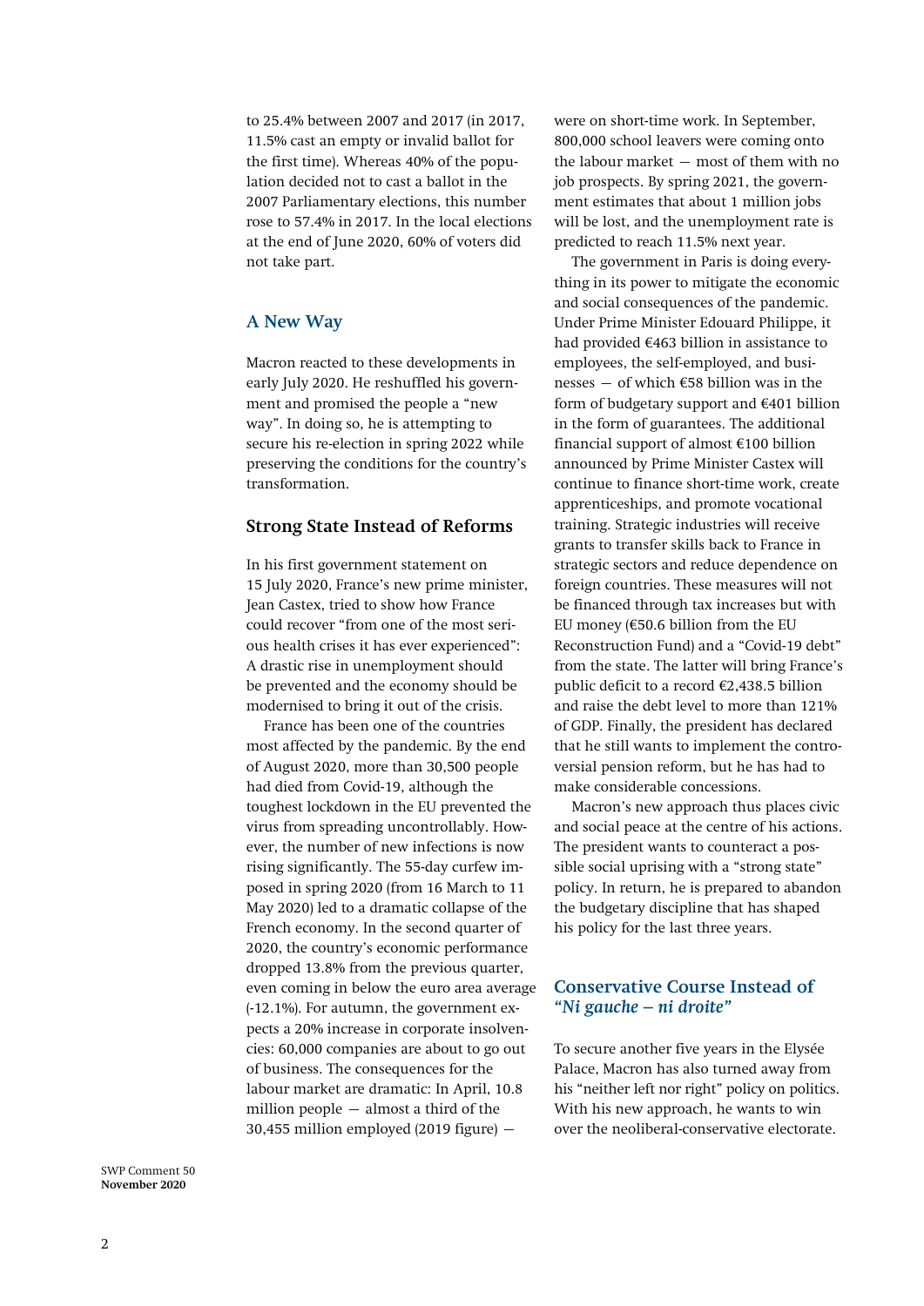to 25.4% between 2007 and 2017 (in 2017, 11.5% cast an empty or invalid ballot for the first time). Whereas 40% of the population decided not to cast a ballot in the 2007 Parliamentary elections, this number rose to 57.4% in 2017. In the local elections at the end of June 2020, 60% of voters did not take part.

## A New Way

Macron reacted to these developments in early July 2020. He reshuffled his government and promised the people a "new way". In doing so, he is attempting to secure his re-election in spring 2022 while preserving the conditions for the country's transformation.

### Strong State Instead of Reforms

In his first government statement on 15 July 2020, France's new prime minister, Jean Castex, tried to show how France could recover "from one of the most serious health crises it has ever experienced": A drastic rise in unemployment should be prevented and the economy should be modernised to bring it out of the crisis.

France has been one of the countries most affected by the pandemic. By the end of August 2020, more than 30,500 people had died from Covid-19, although the toughest lockdown in the EU prevented the virus from spreading uncontrollably. However, the number of new infections is now rising significantly. The 55-day curfew imposed in spring 2020 (from 16 March to 11 May 2020) led to a dramatic collapse of the French economy. In the second quarter of 2020, the country's economic performance dropped 13.8% from the previous quarter, even coming in below the euro area average (-12.1%). For autumn, the government expects a 20% increase in corporate insolvencies: 60,000 companies are about to go out of business. The consequences for the labour market are dramatic: In April, 10.8 million people — almost a third of the 30,455 million employed (2019 figure) — were on short-time work. In September, 800,000 school leavers were coming onto the labour market — most of them with no job prospects. By spring 2021, the government estimates that about 1 million jobs will be lost, and the unemployment rate is predicted to reach 11.5% next year.

The government in Paris is doing everything in its power to mitigate the economic and social consequences of the pandemic. Under Prime Minister Edouard Philippe, it had provided €463 billion in assistance to employees, the self-employed, and businesses — of which €58 billion was in the form of budgetary support and €401 billion in the form of guarantees. The additional financial support of almost €100 billion announced by Prime Minister Castex will continue to finance short-time work, create apprenticeships, and promote vocational training. Strategic industries will receive grants to transfer skills back to France in strategic sectors and reduce dependence on foreign countries. These measures will not be financed through tax increases but with EU money (€50.6 billion from the EU Reconstruction Fund) and a "Covid-19 debt" from the state. The latter will bring France's public deficit to a record €2,438.5 billion and raise the debt level to more than 121% of GDP. Finally, the president has declared that he still wants to implement the controversial pension reform, but he has had to make considerable concessions.

Macron's new approach thus places civic and social peace at the centre of his actions. The president wants to counteract a possible social uprising with a "strong state" policy. In return, he is prepared to abandon the budgetary discipline that has shaped his policy for the last three years.

### Conservative Course Instead of *"Ni gauche – ni droite"*

To secure another five years in the Elysée Palace, Macron has also turned away from his "neither left nor right" policy on politics. With his new approach, he wants to win over the neoliberal-conservative electorate.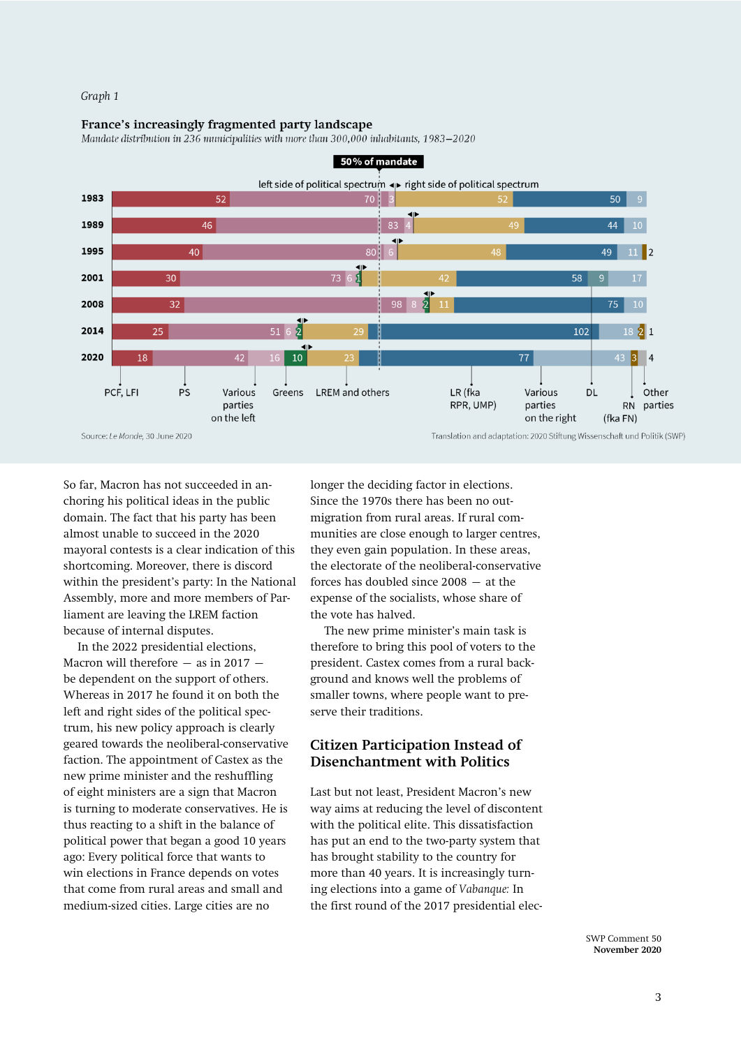*Graph 1*

**France's increasingly fragmented party landscape**

*Mandate distribution in 236 municipalities with more than 300,000 inhabitants, 1983–2020*

50% of mandate — left side of political spectrum ◂▸ right side of political spectrum

| Year | PCF, LFI | PS | Various parties on the left | Greens | LREM and others | LR (fka RPR, UMP) | Various parties on the right | DL | RN (fka FN) | Other parties |
|---|---|---|---|---|---|---|---|---|---|---|
| 1983 | 52 | 70 | 3 | | 52 | 50 | 9 | | | |
| 1989 | 46 | 83 | 4 | | 49 | 44 | 10 | | | |
| 1995 | 40 | 80 | 6 | | 48 | 49 | 11 | | 2 | |
| 2001 | 30 | 73 | 6 | 1 | 42 | 58 | 17 | 9 | | |
| 2008 | 32 | 98 | 8 | 2 | 11 | 75 | 10 | | | |
| 2014 | 25 | 51 | 6 | 2 | 29 | 102 | 18 | | 2 | 1 |
| 2020 | 18 | 42 | 16 | 10 | 23 | 77 | 43 | | 3 | 4 |

Source: *Le Monde*, 30 June 2020

Translation and adaptation: 2020 Stiftung Wissenschaft und Politik (SWP)

So far, Macron has not succeeded in anchoring his political ideas in the public domain. The fact that his party has been almost unable to succeed in the 2020 mayoral contests is a clear indication of this shortcoming. Moreover, there is discord within the president's party: In the National Assembly, more and more members of Parliament are leaving the LREM faction because of internal disputes.

In the 2022 presidential elections, Macron will therefore – as in 2017 – be dependent on the support of others. Whereas in 2017 he found it on both the left and right sides of the political spectrum, his new policy approach is clearly geared towards the neoliberal-conservative faction. The appointment of Castex as the new prime minister and the reshuffling of eight ministers are a sign that Macron is turning to moderate conservatives. He is thus reacting to a shift in the balance of political power that began a good 10 years ago: Every political force that wants to win elections in France depends on votes that come from rural areas and small and medium-sized cities. Large cities are no longer the deciding factor in elections. Since the 1970s there has been no outmigration from rural areas. If rural communities are close enough to larger centres, they even gain population. In these areas, the electorate of the neoliberal-conservative forces has doubled since 2008 – at the expense of the socialists, whose share of the vote has halved.

The new prime minister's main task is therefore to bring this pool of voters to the president. Castex comes from a rural background and knows well the problems of smaller towns, where people want to preserve their traditions.

## Citizen Participation Instead of Disenchantment with Politics

Last but not least, President Macron's new way aims at reducing the level of discontent with the political elite. This dissatisfaction has put an end to the two-party system that has brought stability to the country for more than 40 years. It is increasingly turning elections into a game of *Vabanque:* In the first round of the 2017 presidential elec-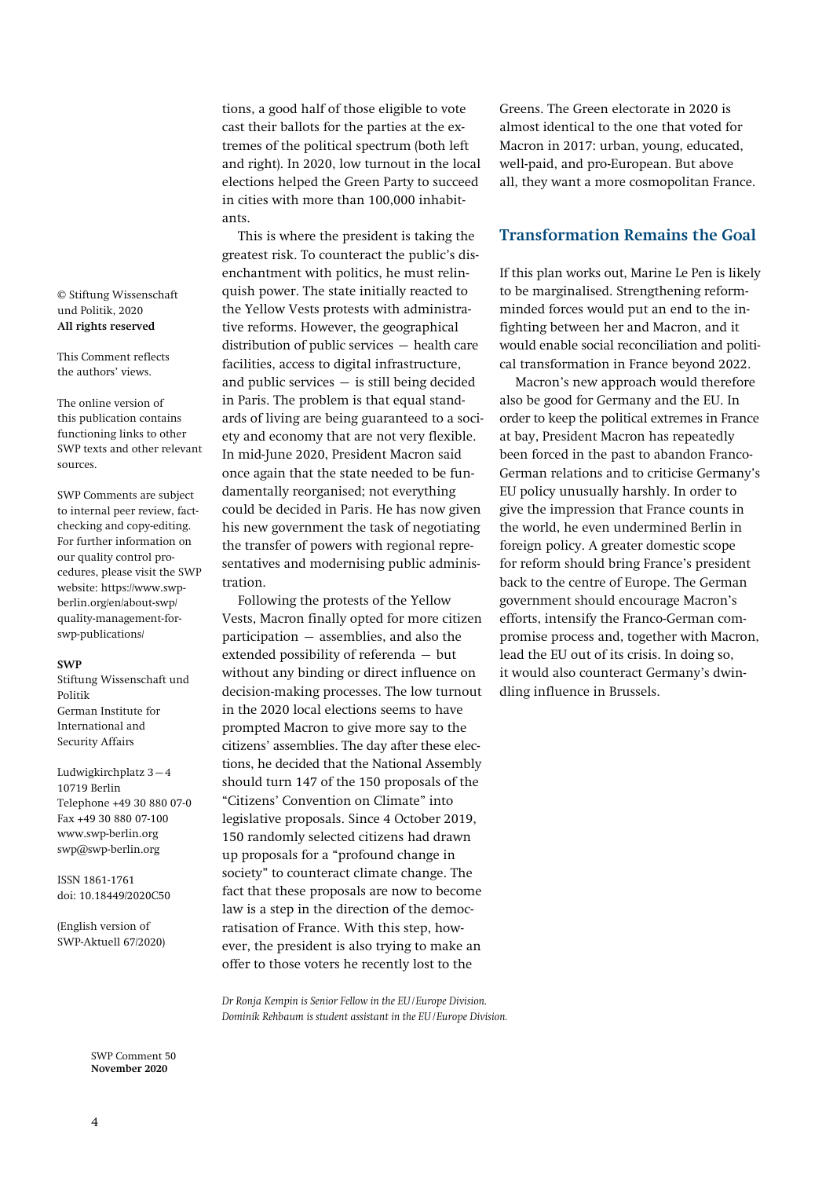tions, a good half of those eligible to vote cast their ballots for the parties at the extremes of the political spectrum (both left and right). In 2020, low turnout in the local elections helped the Green Party to succeed in cities with more than 100,000 inhabitants.

This is where the president is taking the greatest risk. To counteract the public's disenchantment with politics, he must relinquish power. The state initially reacted to the Yellow Vests protests with administrative reforms. However, the geographical distribution of public services — health care facilities, access to digital infrastructure, and public services — is still being decided in Paris. The problem is that equal standards of living are being guaranteed to a society and economy that are not very flexible. In mid-June 2020, President Macron said once again that the state needed to be fundamentally reorganised; not everything could be decided in Paris. He has now given his new government the task of negotiating the transfer of powers with regional representatives and modernising public administration.

Following the protests of the Yellow Vests, Macron finally opted for more citizen participation — assemblies, and also the extended possibility of referenda — but without any binding or direct influence on decision-making processes. The low turnout in the 2020 local elections seems to have prompted Macron to give more say to the citizens' assemblies. The day after these elections, he decided that the National Assembly should turn 147 of the 150 proposals of the "Citizens' Convention on Climate" into legislative proposals. Since 4 October 2019, 150 randomly selected citizens had drawn up proposals for a "profound change in society" to counteract climate change. The fact that these proposals are now to become law is a step in the direction of the democratisation of France. With this step, however, the president is also trying to make an offer to those voters he recently lost to the Greens. The Green electorate in 2020 is almost identical to the one that voted for Macron in 2017: urban, young, educated, well-paid, and pro-European. But above all, they want a more cosmopolitan France.

## Transformation Remains the Goal

If this plan works out, Marine Le Pen is likely to be marginalised. Strengthening reform-minded forces would put an end to the infighting between her and Macron, and it would enable social reconciliation and political transformation in France beyond 2022.

Macron's new approach would therefore also be good for Germany and the EU. In order to keep the political extremes in France at bay, President Macron has repeatedly been forced in the past to abandon Franco-German relations and to criticise Germany's EU policy unusually harshly. In order to give the impression that France counts in the world, he even undermined Berlin in foreign policy. A greater domestic scope for reform should bring France's president back to the centre of Europe. The German government should encourage Macron's efforts, intensify the Franco-German compromise process and, together with Macron, lead the EU out of its crisis. In doing so, it would also counteract Germany's dwindling influence in Brussels.

*Dr Ronja Kempin is Senior Fellow in the EU/Europe Division.*
*Dominik Rehbaum is student assistant in the EU/Europe Division.*

© Stiftung Wissenschaft und Politik, 2020
**All rights reserved**

This Comment reflects the authors' views.

The online version of this publication contains functioning links to other SWP texts and other relevant sources.

SWP Comments are subject to internal peer review, fact-checking and copy-editing. For further information on our quality control procedures, please visit the SWP website: https://www.swp-berlin.org/en/about-swp/quality-management-for-swp-publications/

**SWP**
Stiftung Wissenschaft und Politik
German Institute for International and Security Affairs

Ludwigkirchplatz 3—4
10719 Berlin
Telephone +49 30 880 07-0
Fax +49 30 880 07-100
www.swp-berlin.org
swp@swp-berlin.org

ISSN 1861-1761
doi: 10.18449/2020C50

(English version of SWP-Aktuell 67/2020)